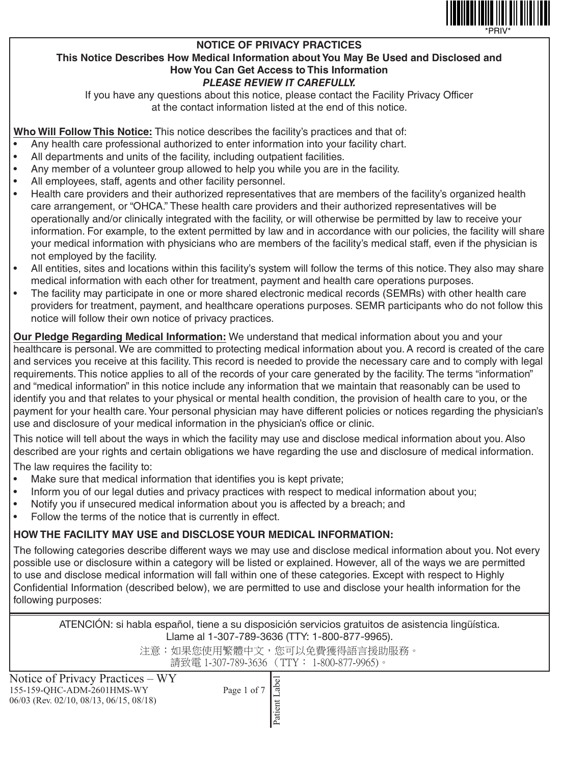# NOTICE OF PRIVACY PRACTICES

**This Notice Describes How Medical Information about You May Be Used and Disclosed and How You Can Get Access to This Information**

***PLEASE REVIEW IT CAREFULLY.***

If you have any questions about this notice, please contact the Facility Privacy Officer at the contact information listed at the end of this notice.

**Who Will Follow This Notice:** This notice describes the facility's practices and that of:

- Any health care professional authorized to enter information into your facility chart.
- All departments and units of the facility, including outpatient facilities.
- Any member of a volunteer group allowed to help you while you are in the facility.
- All employees, staff, agents and other facility personnel.
- Health care providers and their authorized representatives that are members of the facility's organized health care arrangement, or "OHCA." These health care providers and their authorized representatives will be operationally and/or clinically integrated with the facility, or will otherwise be permitted by law to receive your information. For example, to the extent permitted by law and in accordance with our policies, the facility will share your medical information with physicians who are members of the facility's medical staff, even if the physician is not employed by the facility.
- All entities, sites and locations within this facility's system will follow the terms of this notice. They also may share medical information with each other for treatment, payment and health care operations purposes.
- The facility may participate in one or more shared electronic medical records (SEMRs) with other health care providers for treatment, payment, and healthcare operations purposes. SEMR participants who do not follow this notice will follow their own notice of privacy practices.

**Our Pledge Regarding Medical Information:** We understand that medical information about you and your healthcare is personal. We are committed to protecting medical information about you. A record is created of the care and services you receive at this facility. This record is needed to provide the necessary care and to comply with legal requirements. This notice applies to all of the records of your care generated by the facility. The terms "information" and "medical information" in this notice include any information that we maintain that reasonably can be used to identify you and that relates to your physical or mental health condition, the provision of health care to you, or the payment for your health care. Your personal physician may have different policies or notices regarding the physician's use and disclosure of your medical information in the physician's office or clinic.

This notice will tell about the ways in which the facility may use and disclose medical information about you. Also described are your rights and certain obligations we have regarding the use and disclosure of medical information.

The law requires the facility to:

- Make sure that medical information that identifies you is kept private;
- Inform you of our legal duties and privacy practices with respect to medical information about you;
- Notify you if unsecured medical information about you is affected by a breach; and
- Follow the terms of the notice that is currently in effect.

## HOW THE FACILITY MAY USE and DISCLOSE YOUR MEDICAL INFORMATION:

The following categories describe different ways we may use and disclose medical information about you. Not every possible use or disclosure within a category will be listed or explained. However, all of the ways we are permitted to use and disclose medical information will fall within one of these categories. Except with respect to Highly Confidential Information (described below), we are permitted to use and disclose your health information for the following purposes:

ATENCIÓN: si habla español, tiene a su disposición servicios gratuitos de asistencia lingüística. Llame al 1-307-789-3636 (TTY: 1-800-877-9965).

注意：如果您使用繁體中文，您可以免費獲得語言援助服務。請致電 1-307-789-3636（TTY： 1-800-877-9965)。

Notice of Privacy Practices – WY
155-159-QHC-ADM-2601HMS-WY
06/03 (Rev. 02/10, 08/13, 06/15, 08/18)

Patient Label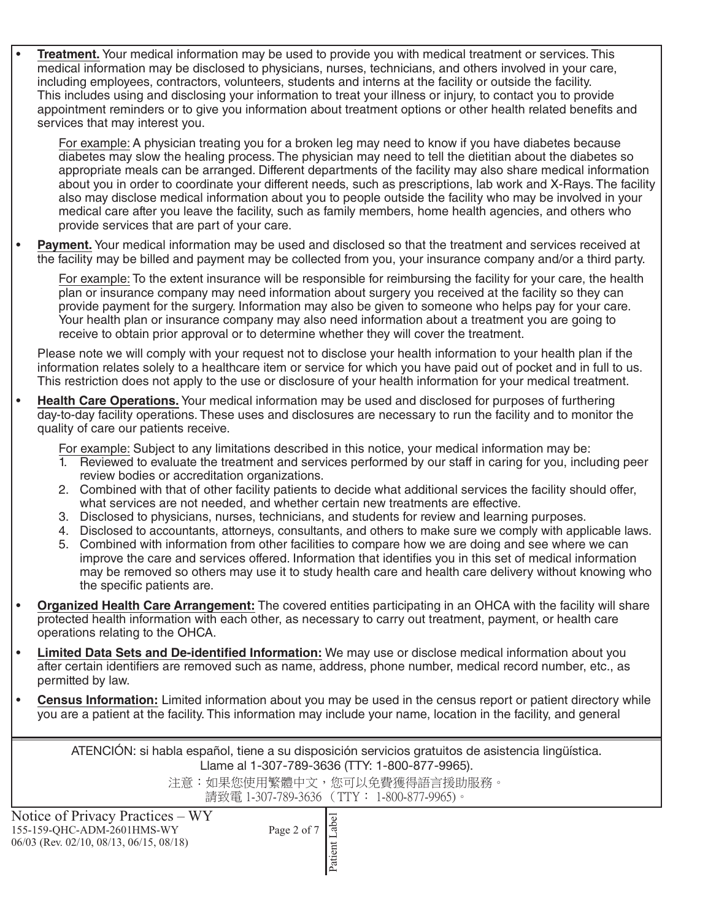- **Treatment.** Your medical information may be used to provide you with medical treatment or services. This medical information may be disclosed to physicians, nurses, technicians, and others involved in your care, including employees, contractors, volunteers, students and interns at the facility or outside the facility. This includes using and disclosing your information to treat your illness or injury, to contact you to provide appointment reminders or to give you information about treatment options or other health related benefits and services that may interest you.

  For example: A physician treating you for a broken leg may need to know if you have diabetes because diabetes may slow the healing process. The physician may need to tell the dietitian about the diabetes so appropriate meals can be arranged. Different departments of the facility may also share medical information about you in order to coordinate your different needs, such as prescriptions, lab work and X-Rays. The facility also may disclose medical information about you to people outside the facility who may be involved in your medical care after you leave the facility, such as family members, home health agencies, and others who provide services that are part of your care.

- **Payment.** Your medical information may be used and disclosed so that the treatment and services received at the facility may be billed and payment may be collected from you, your insurance company and/or a third party.

  For example: To the extent insurance will be responsible for reimbursing the facility for your care, the health plan or insurance company may need information about surgery you received at the facility so they can provide payment for the surgery. Information may also be given to someone who helps pay for your care. Your health plan or insurance company may also need information about a treatment you are going to receive to obtain prior approval or to determine whether they will cover the treatment.

  Please note we will comply with your request not to disclose your health information to your health plan if the information relates solely to a healthcare item or service for which you have paid out of pocket and in full to us. This restriction does not apply to the use or disclosure of your health information for your medical treatment.

- **Health Care Operations.** Your medical information may be used and disclosed for purposes of furthering day-to-day facility operations. These uses and disclosures are necessary to run the facility and to monitor the quality of care our patients receive.

  For example: Subject to any limitations described in this notice, your medical information may be:

  1. Reviewed to evaluate the treatment and services performed by our staff in caring for you, including peer review bodies or accreditation organizations.
  2. Combined with that of other facility patients to decide what additional services the facility should offer, what services are not needed, and whether certain new treatments are effective.
  3. Disclosed to physicians, nurses, technicians, and students for review and learning purposes.
  4. Disclosed to accountants, attorneys, consultants, and others to make sure we comply with applicable laws.
  5. Combined with information from other facilities to compare how we are doing and see where we can improve the care and services offered. Information that identifies you in this set of medical information may be removed so others may use it to study health care and health care delivery without knowing who the specific patients are.

- **Organized Health Care Arrangement:** The covered entities participating in an OHCA with the facility will share protected health information with each other, as necessary to carry out treatment, payment, or health care operations relating to the OHCA.

- **Limited Data Sets and De-identified Information:** We may use or disclose medical information about you after certain identifiers are removed such as name, address, phone number, medical record number, etc., as permitted by law.

- **Census Information:** Limited information about you may be used in the census report or patient directory while you are a patient at the facility. This information may include your name, location in the facility, and general

ATENCIÓN: si habla español, tiene a su disposición servicios gratuitos de asistencia lingüística. Llame al 1-307-789-3636 (TTY: 1-800-877-9965).

注意：如果您使用繁體中文，您可以免費獲得語言援助服務。請致電 1-307-789-3636（TTY： 1-800-877-9965）。

Notice of Privacy Practices – WY
155-159-QHC-ADM-2601HMS-WY
06/03 (Rev. 02/10, 08/13, 06/15, 08/18)

Patient Label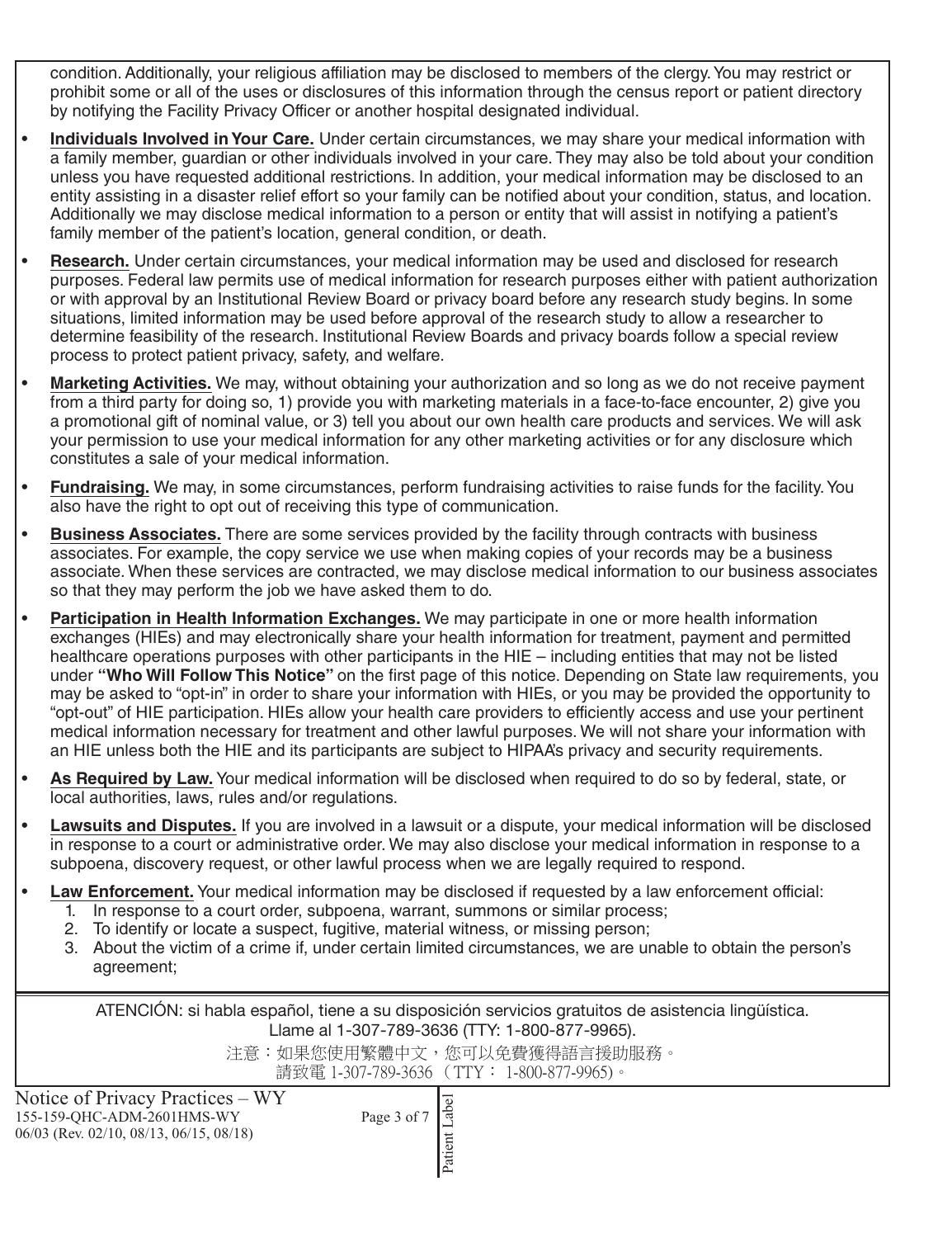condition. Additionally, your religious affiliation may be disclosed to members of the clergy. You may restrict or prohibit some or all of the uses or disclosures of this information through the census report or patient directory by notifying the Facility Privacy Officer or another hospital designated individual.

- **Individuals Involved in Your Care.** Under certain circumstances, we may share your medical information with a family member, guardian or other individuals involved in your care. They may also be told about your condition unless you have requested additional restrictions. In addition, your medical information may be disclosed to an entity assisting in a disaster relief effort so your family can be notified about your condition, status, and location. Additionally we may disclose medical information to a person or entity that will assist in notifying a patient's family member of the patient's location, general condition, or death.
- **Research.** Under certain circumstances, your medical information may be used and disclosed for research purposes. Federal law permits use of medical information for research purposes either with patient authorization or with approval by an Institutional Review Board or privacy board before any research study begins. In some situations, limited information may be used before approval of the research study to allow a researcher to determine feasibility of the research. Institutional Review Boards and privacy boards follow a special review process to protect patient privacy, safety, and welfare.
- **Marketing Activities.** We may, without obtaining your authorization and so long as we do not receive payment from a third party for doing so, 1) provide you with marketing materials in a face-to-face encounter, 2) give you a promotional gift of nominal value, or 3) tell you about our own health care products and services. We will ask your permission to use your medical information for any other marketing activities or for any disclosure which constitutes a sale of your medical information.
- **Fundraising.** We may, in some circumstances, perform fundraising activities to raise funds for the facility. You also have the right to opt out of receiving this type of communication.
- **Business Associates.** There are some services provided by the facility through contracts with business associates. For example, the copy service we use when making copies of your records may be a business associate. When these services are contracted, we may disclose medical information to our business associates so that they may perform the job we have asked them to do.
- **Participation in Health Information Exchanges.** We may participate in one or more health information exchanges (HIEs) and may electronically share your health information for treatment, payment and permitted healthcare operations purposes with other participants in the HIE – including entities that may not be listed under **"Who Will Follow This Notice"** on the first page of this notice. Depending on State law requirements, you may be asked to "opt-in" in order to share your information with HIEs, or you may be provided the opportunity to "opt-out" of HIE participation. HIEs allow your health care providers to efficiently access and use your pertinent medical information necessary for treatment and other lawful purposes. We will not share your information with an HIE unless both the HIE and its participants are subject to HIPAA's privacy and security requirements.
- **As Required by Law.** Your medical information will be disclosed when required to do so by federal, state, or local authorities, laws, rules and/or regulations.
- **Lawsuits and Disputes.** If you are involved in a lawsuit or a dispute, your medical information will be disclosed in response to a court or administrative order. We may also disclose your medical information in response to a subpoena, discovery request, or other lawful process when we are legally required to respond.
- **Law Enforcement.** Your medical information may be disclosed if requested by a law enforcement official:
  1. In response to a court order, subpoena, warrant, summons or similar process;
  2. To identify or locate a suspect, fugitive, material witness, or missing person;
  3. About the victim of a crime if, under certain limited circumstances, we are unable to obtain the person's agreement;

ATENCIÓN: si habla español, tiene a su disposición servicios gratuitos de asistencia lingüística. Llame al 1-307-789-3636 (TTY: 1-800-877-9965).

注意：如果您使用繁體中文，您可以免費獲得語言援助服務。請致電 1-307-789-3636 （TTY： 1-800-877-9965）。

Notice of Privacy Practices – WY
155-159-QHC-ADM-2601HMS-WY
06/03 (Rev. 02/10, 08/13, 06/15, 08/18)

Patient Label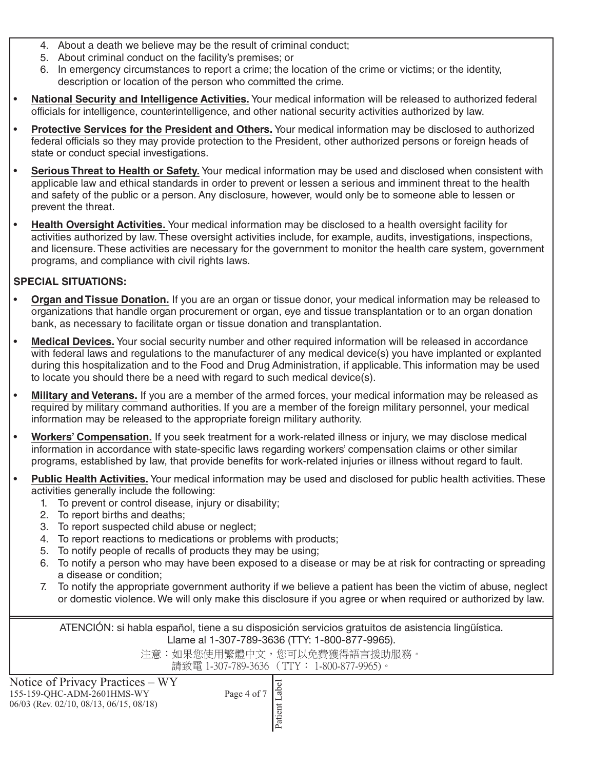4. About a death we believe may be the result of criminal conduct;
5. About criminal conduct on the facility's premises; or
6. In emergency circumstances to report a crime; the location of the crime or victims; or the identity, description or location of the person who committed the crime.

- **National Security and Intelligence Activities.** Your medical information will be released to authorized federal officials for intelligence, counterintelligence, and other national security activities authorized by law.
- **Protective Services for the President and Others.** Your medical information may be disclosed to authorized federal officials so they may provide protection to the President, other authorized persons or foreign heads of state or conduct special investigations.
- **Serious Threat to Health or Safety.** Your medical information may be used and disclosed when consistent with applicable law and ethical standards in order to prevent or lessen a serious and imminent threat to the health and safety of the public or a person. Any disclosure, however, would only be to someone able to lessen or prevent the threat.
- **Health Oversight Activities.** Your medical information may be disclosed to a health oversight facility for activities authorized by law. These oversight activities include, for example, audits, investigations, inspections, and licensure. These activities are necessary for the government to monitor the health care system, government programs, and compliance with civil rights laws.

**SPECIAL SITUATIONS:**

- **Organ and Tissue Donation.** If you are an organ or tissue donor, your medical information may be released to organizations that handle organ procurement or organ, eye and tissue transplantation or to an organ donation bank, as necessary to facilitate organ or tissue donation and transplantation.
- **Medical Devices.** Your social security number and other required information will be released in accordance with federal laws and regulations to the manufacturer of any medical device(s) you have implanted or explanted during this hospitalization and to the Food and Drug Administration, if applicable. This information may be used to locate you should there be a need with regard to such medical device(s).
- **Military and Veterans.** If you are a member of the armed forces, your medical information may be released as required by military command authorities. If you are a member of the foreign military personnel, your medical information may be released to the appropriate foreign military authority.
- **Workers' Compensation.** If you seek treatment for a work-related illness or injury, we may disclose medical information in accordance with state-specific laws regarding workers' compensation claims or other similar programs, established by law, that provide benefits for work-related injuries or illness without regard to fault.
- **Public Health Activities.** Your medical information may be used and disclosed for public health activities. These activities generally include the following:
  1. To prevent or control disease, injury or disability;
  2. To report births and deaths;
  3. To report suspected child abuse or neglect;
  4. To report reactions to medications or problems with products;
  5. To notify people of recalls of products they may be using;
  6. To notify a person who may have been exposed to a disease or may be at risk for contracting or spreading a disease or condition;
  7. To notify the appropriate government authority if we believe a patient has been the victim of abuse, neglect or domestic violence. We will only make this disclosure if you agree or when required or authorized by law.

ATENCIÓN: si habla español, tiene a su disposición servicios gratuitos de asistencia lingüística. Llame al 1-307-789-3636 (TTY: 1-800-877-9965).

注意：如果您使用繁體中文，您可以免費獲得語言援助服務。請致電 1-307-789-3636 （TTY： 1-800-877-9965）。

Notice of Privacy Practices – WY
155-159-QHC-ADM-2601HMS-WY
06/03 (Rev. 02/10, 08/13, 06/15, 08/18)

Patient Label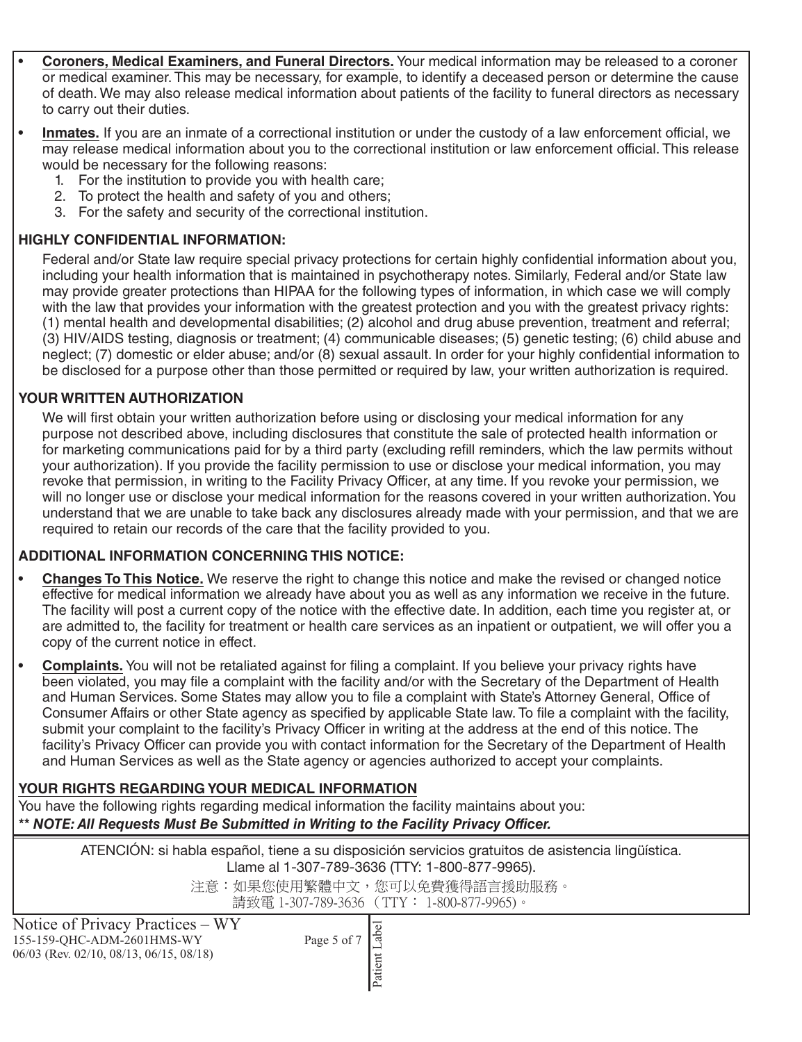- **Coroners, Medical Examiners, and Funeral Directors.** Your medical information may be released to a coroner or medical examiner. This may be necessary, for example, to identify a deceased person or determine the cause of death. We may also release medical information about patients of the facility to funeral directors as necessary to carry out their duties.
- **Inmates.** If you are an inmate of a correctional institution or under the custody of a law enforcement official, we may release medical information about you to the correctional institution or law enforcement official. This release would be necessary for the following reasons:
  1. For the institution to provide you with health care;
  2. To protect the health and safety of you and others;
  3. For the safety and security of the correctional institution.

## HIGHLY CONFIDENTIAL INFORMATION:

Federal and/or State law require special privacy protections for certain highly confidential information about you, including your health information that is maintained in psychotherapy notes. Similarly, Federal and/or State law may provide greater protections than HIPAA for the following types of information, in which case we will comply with the law that provides your information with the greatest protection and you with the greatest privacy rights: (1) mental health and developmental disabilities; (2) alcohol and drug abuse prevention, treatment and referral; (3) HIV/AIDS testing, diagnosis or treatment; (4) communicable diseases; (5) genetic testing; (6) child abuse and neglect; (7) domestic or elder abuse; and/or (8) sexual assault. In order for your highly confidential information to be disclosed for a purpose other than those permitted or required by law, your written authorization is required.

## YOUR WRITTEN AUTHORIZATION

We will first obtain your written authorization before using or disclosing your medical information for any purpose not described above, including disclosures that constitute the sale of protected health information or for marketing communications paid for by a third party (excluding refill reminders, which the law permits without your authorization). If you provide the facility permission to use or disclose your medical information, you may revoke that permission, in writing to the Facility Privacy Officer, at any time. If you revoke your permission, we will no longer use or disclose your medical information for the reasons covered in your written authorization. You understand that we are unable to take back any disclosures already made with your permission, and that we are required to retain our records of the care that the facility provided to you.

## ADDITIONAL INFORMATION CONCERNING THIS NOTICE:

- **Changes To This Notice.** We reserve the right to change this notice and make the revised or changed notice effective for medical information we already have about you as well as any information we receive in the future. The facility will post a current copy of the notice with the effective date. In addition, each time you register at, or are admitted to, the facility for treatment or health care services as an inpatient or outpatient, we will offer you a copy of the current notice in effect.
- **Complaints.** You will not be retaliated against for filing a complaint. If you believe your privacy rights have been violated, you may file a complaint with the facility and/or with the Secretary of the Department of Health and Human Services. Some States may allow you to file a complaint with State's Attorney General, Office of Consumer Affairs or other State agency as specified by applicable State law. To file a complaint with the facility, submit your complaint to the facility's Privacy Officer in writing at the address at the end of this notice. The facility's Privacy Officer can provide you with contact information for the Secretary of the Department of Health and Human Services as well as the State agency or agencies authorized to accept your complaints.

## YOUR RIGHTS REGARDING YOUR MEDICAL INFORMATION

You have the following rights regarding medical information the facility maintains about you:

***\*\* NOTE: All Requests Must Be Submitted in Writing to the Facility Privacy Officer.***

ATENCIÓN: si habla español, tiene a su disposición servicios gratuitos de asistencia lingüística. Llame al 1-307-789-3636 (TTY: 1-800-877-9965).

注意：如果您使用繁體中文，您可以免費獲得語言援助服務。請致電 1-307-789-3636 （TTY： 1-800-877-9965）。

Notice of Privacy Practices – WY
155-159-QHC-ADM-2601HMS-WY
06/03 (Rev. 02/10, 08/13, 06/15, 08/18)

Patient Label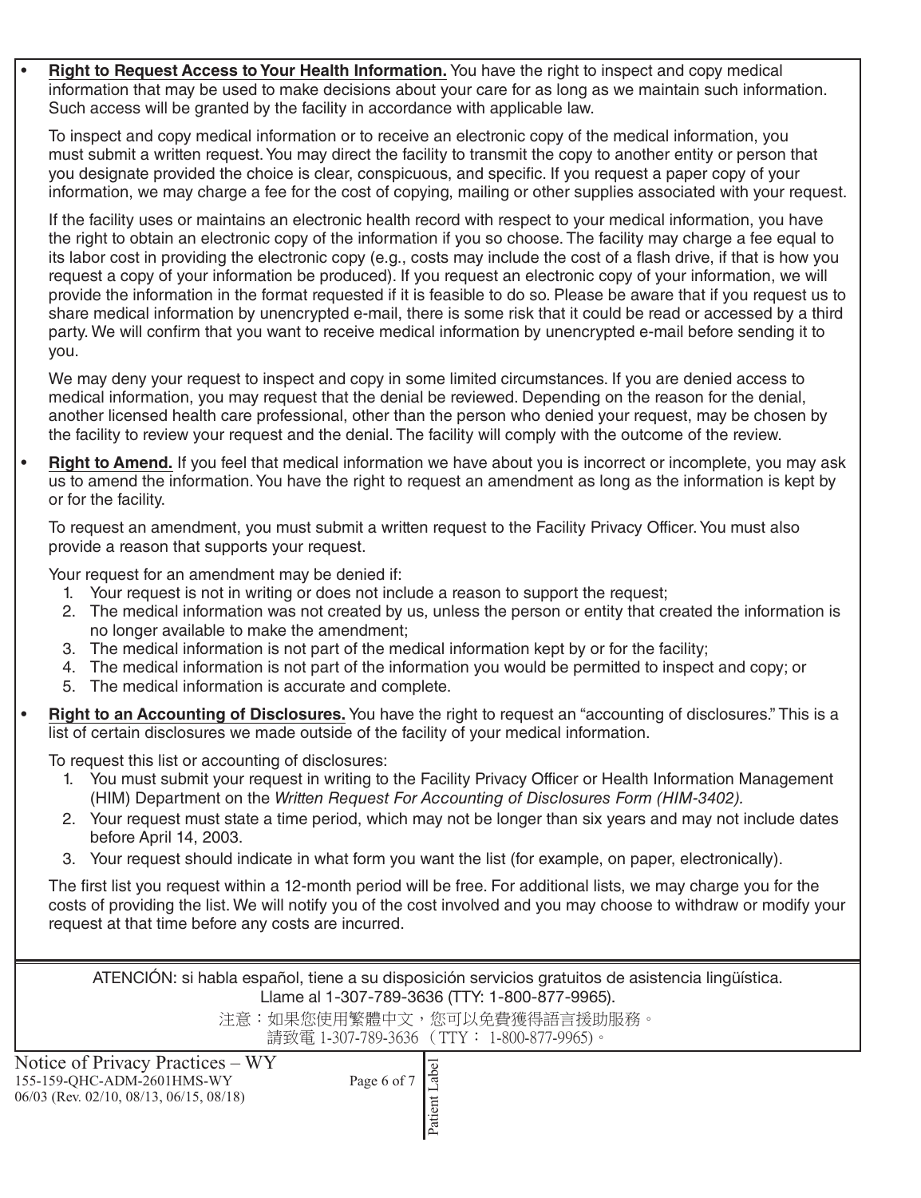- **Right to Request Access to Your Health Information.** You have the right to inspect and copy medical information that may be used to make decisions about your care for as long as we maintain such information. Such access will be granted by the facility in accordance with applicable law.

  To inspect and copy medical information or to receive an electronic copy of the medical information, you must submit a written request. You may direct the facility to transmit the copy to another entity or person that you designate provided the choice is clear, conspicuous, and specific. If you request a paper copy of your information, we may charge a fee for the cost of copying, mailing or other supplies associated with your request.

  If the facility uses or maintains an electronic health record with respect to your medical information, you have the right to obtain an electronic copy of the information if you so choose. The facility may charge a fee equal to its labor cost in providing the electronic copy (e.g., costs may include the cost of a flash drive, if that is how you request a copy of your information be produced). If you request an electronic copy of your information, we will provide the information in the format requested if it is feasible to do so. Please be aware that if you request us to share medical information by unencrypted e-mail, there is some risk that it could be read or accessed by a third party. We will confirm that you want to receive medical information by unencrypted e-mail before sending it to you.

  We may deny your request to inspect and copy in some limited circumstances. If you are denied access to medical information, you may request that the denial be reviewed. Depending on the reason for the denial, another licensed health care professional, other than the person who denied your request, may be chosen by the facility to review your request and the denial. The facility will comply with the outcome of the review.

- **Right to Amend.** If you feel that medical information we have about you is incorrect or incomplete, you may ask us to amend the information. You have the right to request an amendment as long as the information is kept by or for the facility.

  To request an amendment, you must submit a written request to the Facility Privacy Officer. You must also provide a reason that supports your request.

  Your request for an amendment may be denied if:
  1. Your request is not in writing or does not include a reason to support the request;
  2. The medical information was not created by us, unless the person or entity that created the information is no longer available to make the amendment;
  3. The medical information is not part of the medical information kept by or for the facility;
  4. The medical information is not part of the information you would be permitted to inspect and copy; or
  5. The medical information is accurate and complete.

- **Right to an Accounting of Disclosures.** You have the right to request an "accounting of disclosures." This is a list of certain disclosures we made outside of the facility of your medical information.

  To request this list or accounting of disclosures:
  1. You must submit your request in writing to the Facility Privacy Officer or Health Information Management (HIM) Department on the *Written Request For Accounting of Disclosures Form (HIM-3402).*
  2. Your request must state a time period, which may not be longer than six years and may not include dates before April 14, 2003.
  3. Your request should indicate in what form you want the list (for example, on paper, electronically).

  The first list you request within a 12-month period will be free. For additional lists, we may charge you for the costs of providing the list. We will notify you of the cost involved and you may choose to withdraw or modify your request at that time before any costs are incurred.

ATENCIÓN: si habla español, tiene a su disposición servicios gratuitos de asistencia lingüística. Llame al 1-307-789-3636 (TTY: 1-800-877-9965).

注意：如果您使用繁體中文，您可以免費獲得語言援助服務。請致電 1-307-789-3636 （TTY： 1-800-877-9965)。

Notice of Privacy Practices – WY
155-159-QHC-ADM-2601HMS-WY
06/03 (Rev. 02/10, 08/13, 06/15, 08/18)

Patient Label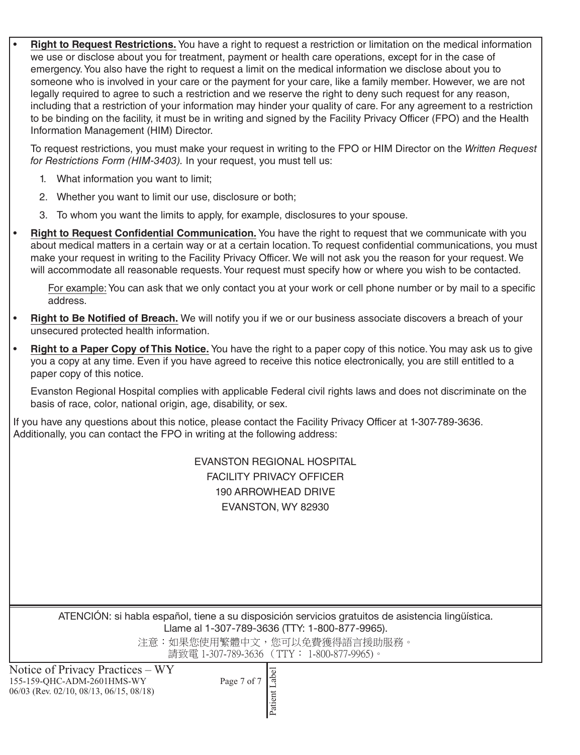- **Right to Request Restrictions.** You have a right to request a restriction or limitation on the medical information we use or disclose about you for treatment, payment or health care operations, except for in the case of emergency. You also have the right to request a limit on the medical information we disclose about you to someone who is involved in your care or the payment for your care, like a family member. However, we are not legally required to agree to such a restriction and we reserve the right to deny such request for any reason, including that a restriction of your information may hinder your quality of care. For any agreement to a restriction to be binding on the facility, it must be in writing and signed by the Facility Privacy Officer (FPO) and the Health Information Management (HIM) Director.

  To request restrictions, you must make your request in writing to the FPO or HIM Director on the *Written Request for Restrictions Form (HIM-3403).* In your request, you must tell us:

  1. What information you want to limit;
  2. Whether you want to limit our use, disclosure or both;
  3. To whom you want the limits to apply, for example, disclosures to your spouse.

- **Right to Request Confidential Communication.** You have the right to request that we communicate with you about medical matters in a certain way or at a certain location. To request confidential communications, you must make your request in writing to the Facility Privacy Officer. We will not ask you the reason for your request. We will accommodate all reasonable requests. Your request must specify how or where you wish to be contacted.

  For example: You can ask that we only contact you at your work or cell phone number or by mail to a specific address.

- **Right to Be Notified of Breach.** We will notify you if we or our business associate discovers a breach of your unsecured protected health information.

- **Right to a Paper Copy of This Notice.** You have the right to a paper copy of this notice. You may ask us to give you a copy at any time. Even if you have agreed to receive this notice electronically, you are still entitled to a paper copy of this notice.

  Evanston Regional Hospital complies with applicable Federal civil rights laws and does not discriminate on the basis of race, color, national origin, age, disability, or sex.

If you have any questions about this notice, please contact the Facility Privacy Officer at 1-307-789-3636. Additionally, you can contact the FPO in writing at the following address:

EVANSTON REGIONAL HOSPITAL
FACILITY PRIVACY OFFICER
190 ARROWHEAD DRIVE
EVANSTON, WY 82930

ATENCIÓN: si habla español, tiene a su disposición servicios gratuitos de asistencia lingüística. Llame al 1-307-789-3636 (TTY: 1-800-877-9965).

注意：如果您使用繁體中文，您可以免費獲得語言援助服務。請致電 1-307-789-3636 （TTY： 1-800-877-9965）。

Notice of Privacy Practices – WY
155-159-QHC-ADM-2601HMS-WY
06/03 (Rev. 02/10, 08/13, 06/15, 08/18)

Patient Label